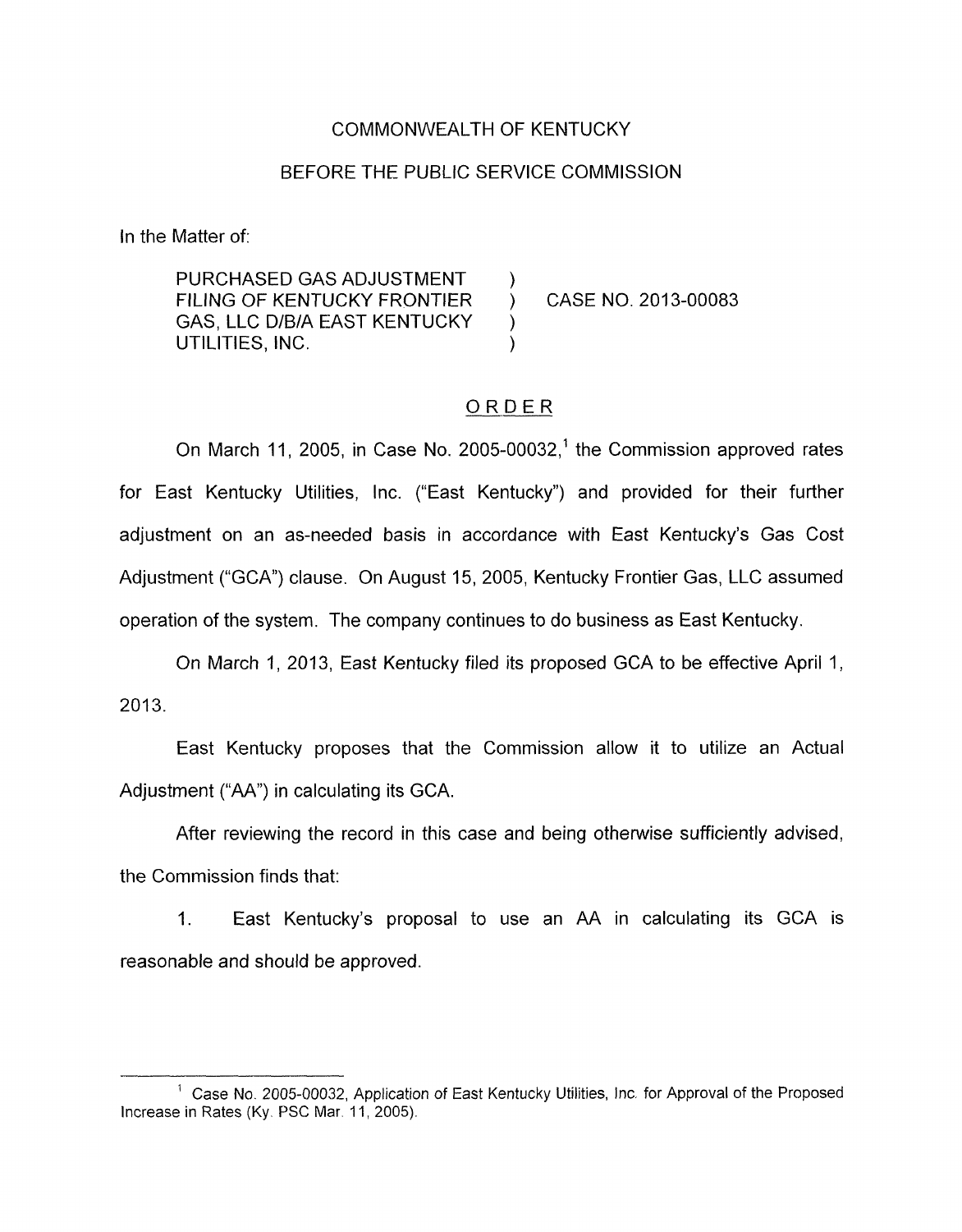COMMONWEALTH OF KENTUCKY

BEFORE THE PUBLIC SERVICE COMMISSION

In the Matter of:

| | | |
|---|---|---|
| PURCHASED GAS ADJUSTMENT FILING OF KENTUCKY FRONTIER GAS, LLC D/B/A EAST KENTUCKY UTILITIES, INC. | ) | CASE NO. 2013-00083 |

## ORDER

On March 11, 2005, in Case No. 2005-00032,[1] the Commission approved rates for East Kentucky Utilities, Inc. ("East Kentucky") and provided for their further adjustment on an as-needed basis in accordance with East Kentucky's Gas Cost Adjustment ("GCA") clause. On August 15, 2005, Kentucky Frontier Gas, LLC assumed operation of the system. The company continues to do business as East Kentucky.

On March 1, 2013, East Kentucky filed its proposed GCA to be effective April 1, 2013.

East Kentucky proposes that the Commission allow it to utilize an Actual Adjustment ("AA") in calculating its GCA.

After reviewing the record in this case and being otherwise sufficiently advised, the Commission finds that:

1. East Kentucky's proposal to use an AA in calculating its GCA is reasonable and should be approved.

---

[1] Case No. 2005-00032, Application of East Kentucky Utilities, Inc. for Approval of the Proposed Increase in Rates (Ky. PSC Mar. 11, 2005).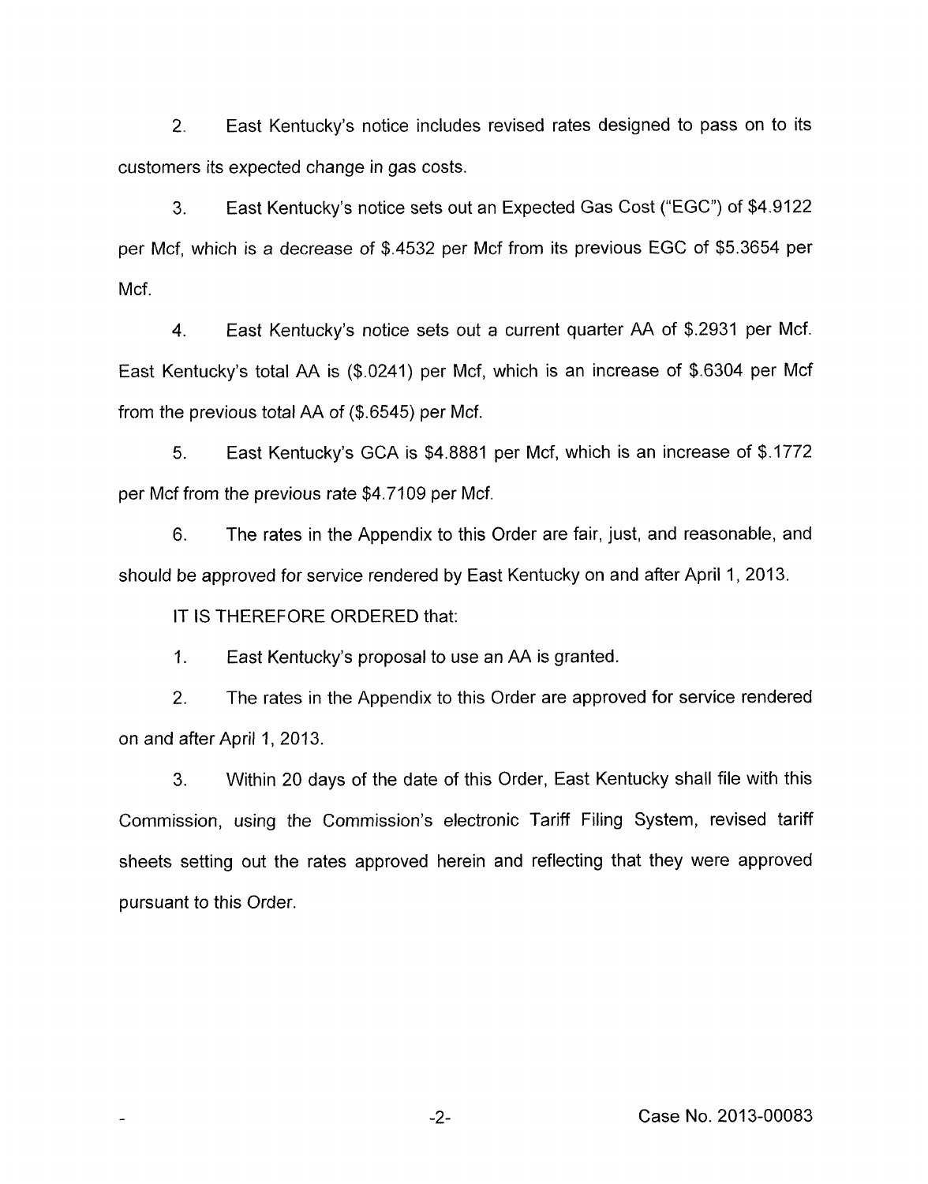2. East Kentucky's notice includes revised rates designed to pass on to its customers its expected change in gas costs.

3. East Kentucky's notice sets out an Expected Gas Cost ("EGC") of $4.9122 per Mcf, which is a decrease of $.4532 per Mcf from its previous EGC of $5.3654 per Mcf.

4. East Kentucky's notice sets out a current quarter AA of $.2931 per Mcf. East Kentucky's total AA is ($.0241) per Mcf, which is an increase of $.6304 per Mcf from the previous total AA of ($.6545) per Mcf.

5. East Kentucky's GCA is $4.8881 per Mcf, which is an increase of $.1772 per Mcf from the previous rate $4.7109 per Mcf.

6. The rates in the Appendix to this Order are fair, just, and reasonable, and should be approved for service rendered by East Kentucky on and after April 1, 2013.

IT IS THEREFORE ORDERED that:

1. East Kentucky's proposal to use an AA is granted.

2. The rates in the Appendix to this Order are approved for service rendered on and after April 1, 2013.

3. Within 20 days of the date of this Order, East Kentucky shall file with this Commission, using the Commission's electronic Tariff Filing System, revised tariff sheets setting out the rates approved herein and reflecting that they were approved pursuant to this Order.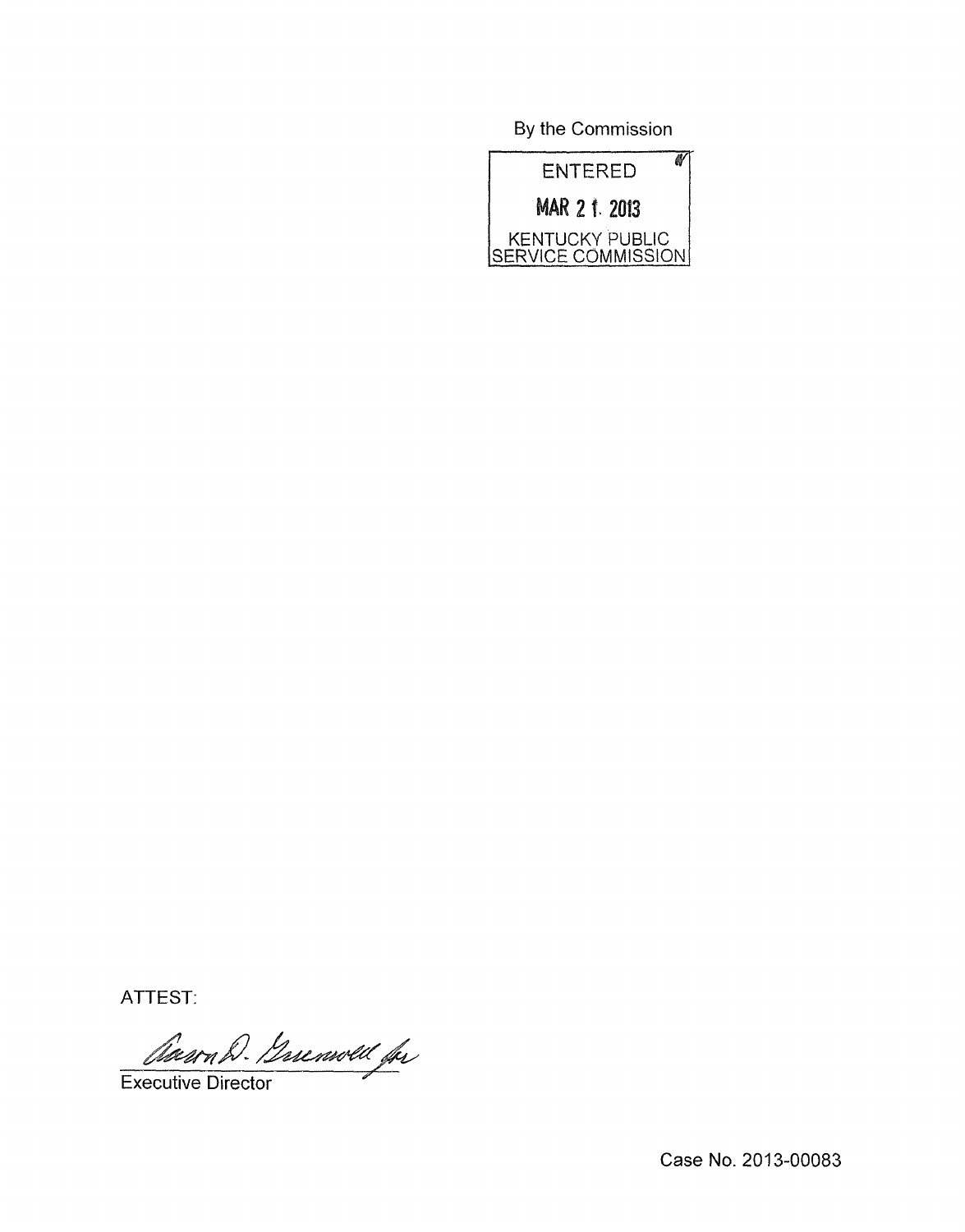By the Commission

ENTERED

MAR 21 2013

KENTUCKY PUBLIC SERVICE COMMISSION

ATTEST:

Aaron D. Greenwell for

Executive Director

Case No. 2013-00083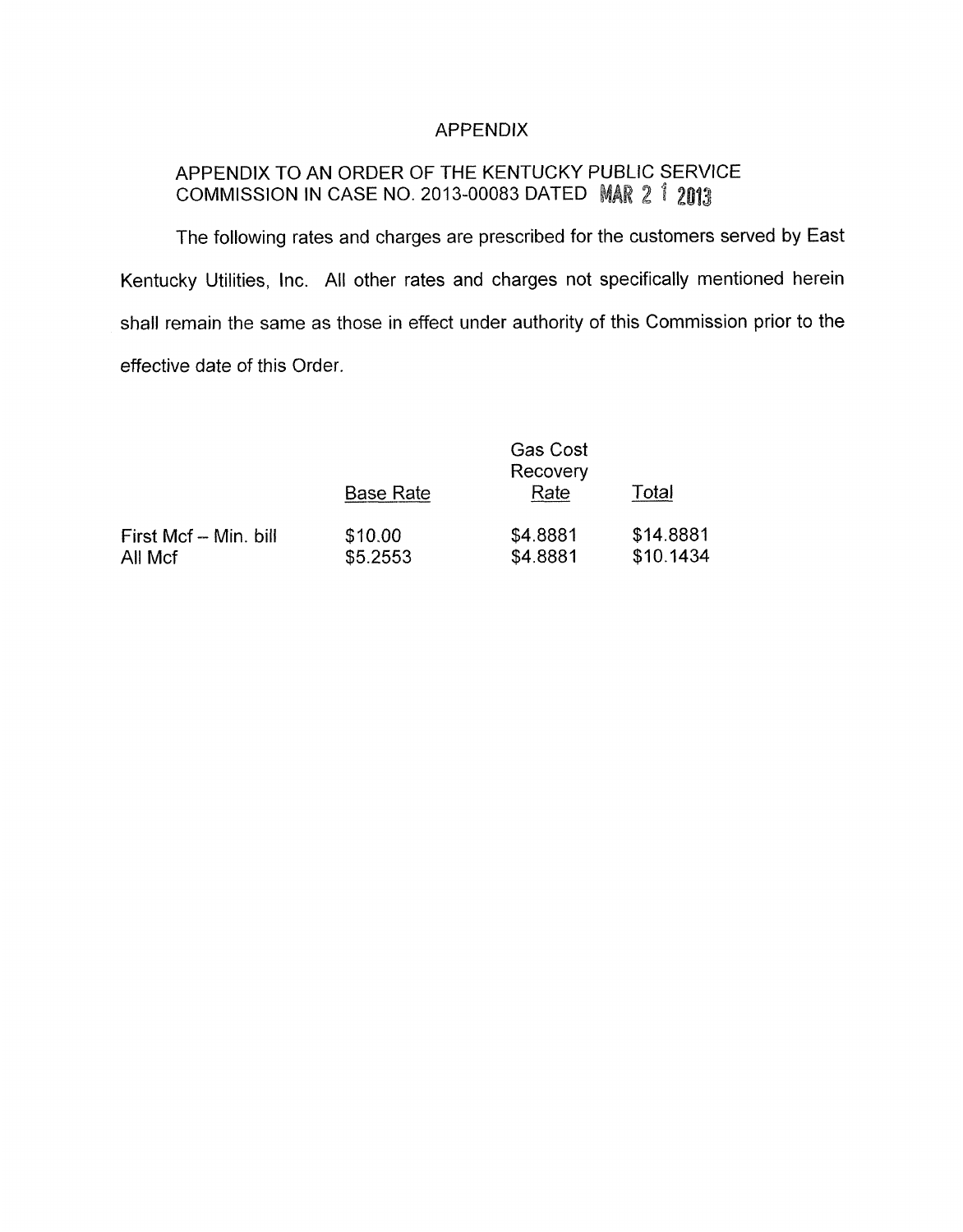# APPENDIX

## APPENDIX TO AN ORDER OF THE KENTUCKY PUBLIC SERVICE COMMISSION IN CASE NO. 2013-00083 DATED MAR 21 2013

The following rates and charges are prescribed for the customers served by East Kentucky Utilities, Inc. All other rates and charges not specifically mentioned herein shall remain the same as those in effect under authority of this Commission prior to the effective date of this Order.

| | Base Rate | Gas Cost Recovery Rate | Total |
|---|---|---|---|
| First Mcf -- Min. bill | \$10.00 | \$4.8881 | \$14.8881 |
| All Mcf | \$5.2553 | \$4.8881 | \$10.1434 |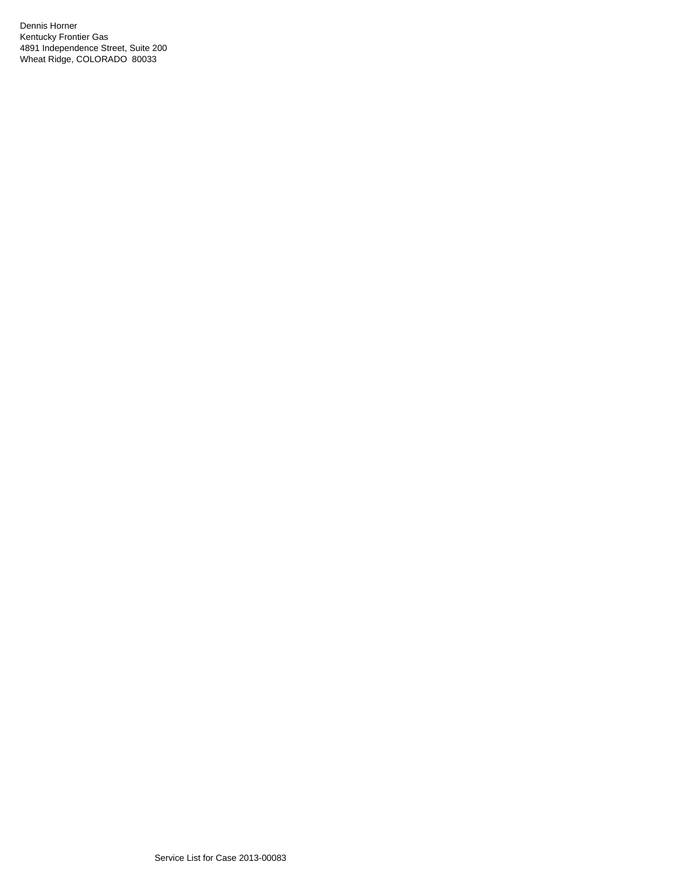Dennis Horner
Kentucky Frontier Gas
4891 Independence Street, Suite 200
Wheat Ridge, COLORADO 80033

Service List for Case 2013-00083